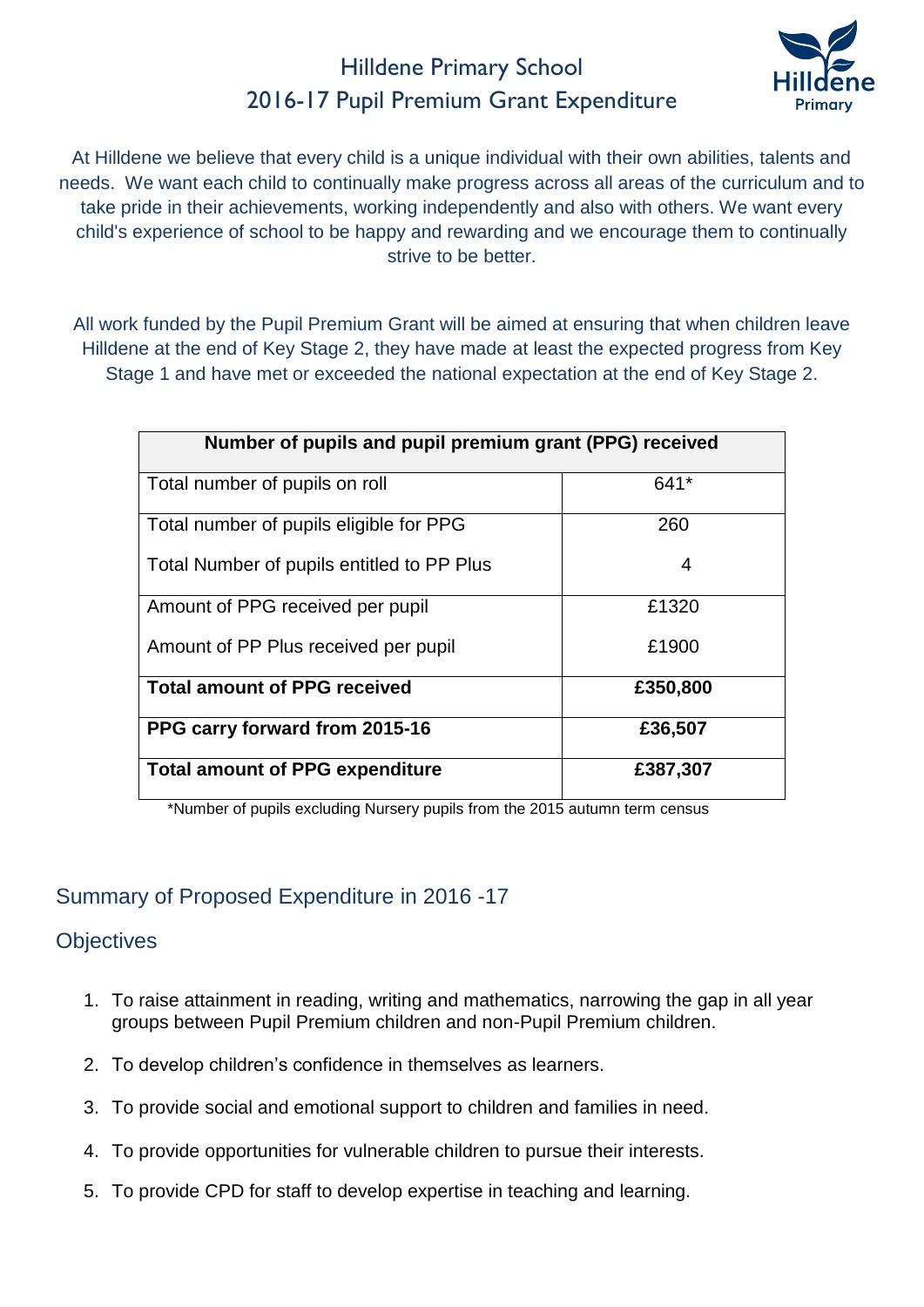# Hilldene Primary School
# 2016-17 Pupil Premium Grant Expenditure

At Hilldene we believe that every child is a unique individual with their own abilities, talents and needs. We want each child to continually make progress across all areas of the curriculum and to take pride in their achievements, working independently and also with others. We want every child's experience of school to be happy and rewarding and we encourage them to continually strive to be better.

All work funded by the Pupil Premium Grant will be aimed at ensuring that when children leave Hilldene at the end of Key Stage 2, they have made at least the expected progress from Key Stage 1 and have met or exceeded the national expectation at the end of Key Stage 2.

| Number of pupils and pupil premium grant (PPG) received | |
|---|---|
| Total number of pupils on roll | 641* |
| Total number of pupils eligible for PPG<br>Total Number of pupils entitled to PP Plus | 260<br>4 |
| Amount of PPG received per pupil<br>Amount of PP Plus received per pupil | £1320<br>£1900 |
| **Total amount of PPG received** | **£350,800** |
| **PPG carry forward from 2015-16** | **£36,507** |
| **Total amount of PPG expenditure** | **£387,307** |

*Number of pupils excluding Nursery pupils from the 2015 autumn term census

## Summary of Proposed Expenditure in 2016 -17

## Objectives

1. To raise attainment in reading, writing and mathematics, narrowing the gap in all year groups between Pupil Premium children and non-Pupil Premium children.
2. To develop children's confidence in themselves as learners.
3. To provide social and emotional support to children and families in need.
4. To provide opportunities for vulnerable children to pursue their interests.
5. To provide CPD for staff to develop expertise in teaching and learning.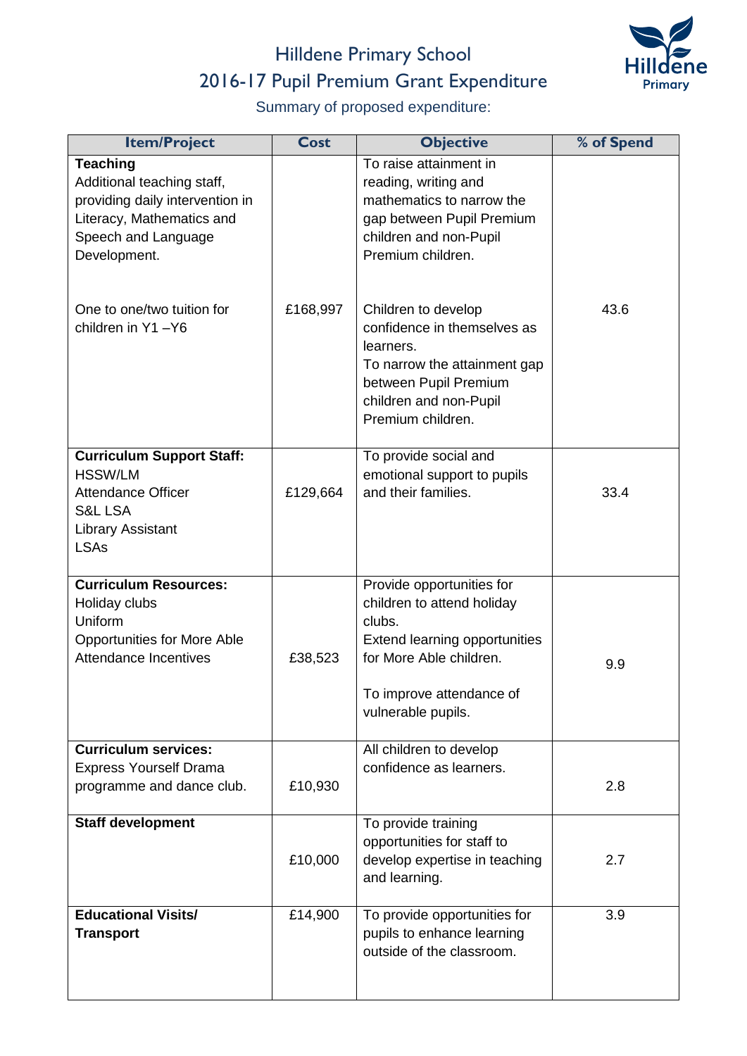# Hilldene Primary School
## 2016-17 Pupil Premium Grant Expenditure

Summary of proposed expenditure:

| Item/Project | Cost | Objective | % of Spend |
|---|---|---|---|
| **Teaching**<br>Additional teaching staff, providing daily intervention in Literacy, Mathematics and Speech and Language Development.<br><br>One to one/two tuition for children in Y1 –Y6 | £168,997 | To raise attainment in reading, writing and mathematics to narrow the gap between Pupil Premium children and non-Pupil Premium children.<br><br>Children to develop confidence in themselves as learners.<br>To narrow the attainment gap between Pupil Premium children and non-Pupil Premium children. | 43.6 |
| **Curriculum Support Staff:**<br>HSSW/LM<br>Attendance Officer<br>S&L LSA<br>Library Assistant<br>LSAs | £129,664 | To provide social and emotional support to pupils and their families. | 33.4 |
| **Curriculum Resources:**<br>Holiday clubs<br>Uniform<br>Opportunities for More Able<br>Attendance Incentives | £38,523 | Provide opportunities for children to attend holiday clubs.<br>Extend learning opportunities for More Able children.<br><br>To improve attendance of vulnerable pupils. | 9.9 |
| **Curriculum services:**<br>Express Yourself Drama programme and dance club. | £10,930 | All children to develop confidence as learners. | 2.8 |
| **Staff development** | £10,000 | To provide training opportunities for staff to develop expertise in teaching and learning. | 2.7 |
| **Educational Visits/ Transport** | £14,900 | To provide opportunities for pupils to enhance learning outside of the classroom. | 3.9 |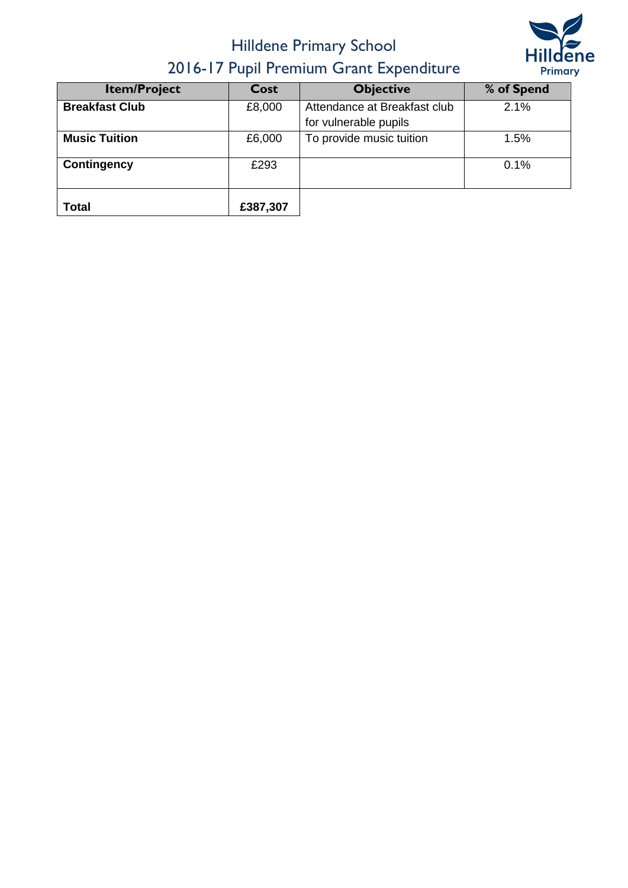# Hilldene Primary School
## 2016-17 Pupil Premium Grant Expenditure

| Item/Project | Cost | Objective | % of Spend |
|---|---|---|---|
| **Breakfast Club** | £8,000 | Attendance at Breakfast club for vulnerable pupils | 2.1% |
| **Music Tuition** | £6,000 | To provide music tuition | 1.5% |
| **Contingency** | £293 | | 0.1% |
| **Total** | **£387,307** | | |